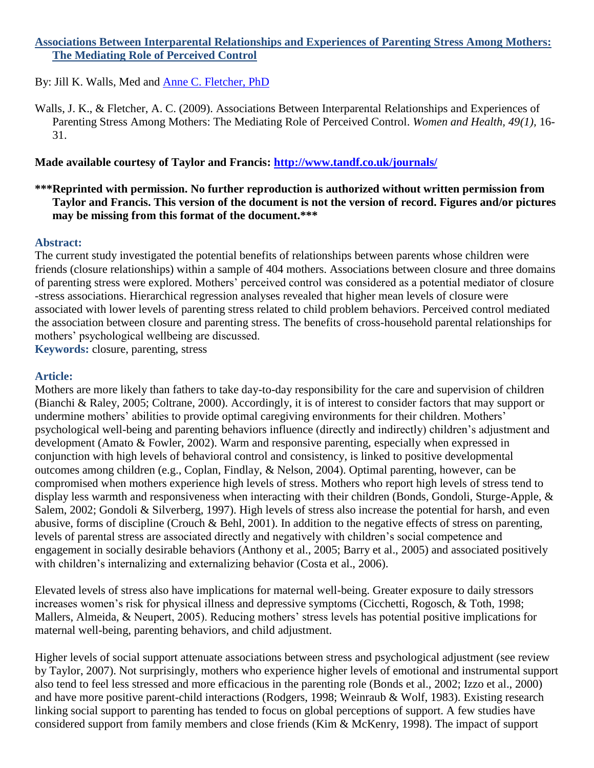# [Associations Between Interparental Relationships and Experiences of Parenting Stress Among Mothers: The Mediating Role of Perceived Control](#)

By: Jill K. Walls, Med and [Anne C. Fletcher, PhD](#)

Walls, J. K., & Fletcher, A. C. (2009). Associations Between Interparental Relationships and Experiences of Parenting Stress Among Mothers: The Mediating Role of Perceived Control. *Women and Health, 49(1),* 16-31.

**Made available courtesy of Taylor and Francis: [http://www.tandf.co.uk/journals/](http://www.tandf.co.uk/journals/)**

**\*\*\*Reprinted with permission. No further reproduction is authorized without written permission from Taylor and Francis. This version of the document is not the version of record. Figures and/or pictures may be missing from this format of the document.\*\*\***

## Abstract:

The current study investigated the potential benefits of relationships between parents whose children were friends (closure relationships) within a sample of 404 mothers. Associations between closure and three domains of parenting stress were explored. Mothers' perceived control was considered as a potential mediator of closure -stress associations. Hierarchical regression analyses revealed that higher mean levels of closure were associated with lower levels of parenting stress related to child problem behaviors. Perceived control mediated the association between closure and parenting stress. The benefits of cross-household parental relationships for mothers' psychological wellbeing are discussed.

**Keywords:** closure, parenting, stress

## Article:

Mothers are more likely than fathers to take day-to-day responsibility for the care and supervision of children (Bianchi & Raley, 2005; Coltrane, 2000). Accordingly, it is of interest to consider factors that may support or undermine mothers' abilities to provide optimal caregiving environments for their children. Mothers' psychological well-being and parenting behaviors influence (directly and indirectly) children's adjustment and development (Amato & Fowler, 2002). Warm and responsive parenting, especially when expressed in conjunction with high levels of behavioral control and consistency, is linked to positive developmental outcomes among children (e.g., Coplan, Findlay, & Nelson, 2004). Optimal parenting, however, can be compromised when mothers experience high levels of stress. Mothers who report high levels of stress tend to display less warmth and responsiveness when interacting with their children (Bonds, Gondoli, Sturge-Apple, & Salem, 2002; Gondoli & Silverberg, 1997). High levels of stress also increase the potential for harsh, and even abusive, forms of discipline (Crouch & Behl, 2001). In addition to the negative effects of stress on parenting, levels of parental stress are associated directly and negatively with children's social competence and engagement in socially desirable behaviors (Anthony et al., 2005; Barry et al., 2005) and associated positively with children's internalizing and externalizing behavior (Costa et al., 2006).

Elevated levels of stress also have implications for maternal well-being. Greater exposure to daily stressors increases women's risk for physical illness and depressive symptoms (Cicchetti, Rogosch, & Toth, 1998; Mallers, Almeida, & Neupert, 2005). Reducing mothers' stress levels has potential positive implications for maternal well-being, parenting behaviors, and child adjustment.

Higher levels of social support attenuate associations between stress and psychological adjustment (see review by Taylor, 2007). Not surprisingly, mothers who experience higher levels of emotional and instrumental support also tend to feel less stressed and more efficacious in the parenting role (Bonds et al., 2002; Izzo et al., 2000) and have more positive parent-child interactions (Rodgers, 1998; Weinraub & Wolf, 1983). Existing research linking social support to parenting has tended to focus on global perceptions of support. A few studies have considered support from family members and close friends (Kim & McKenry, 1998). The impact of support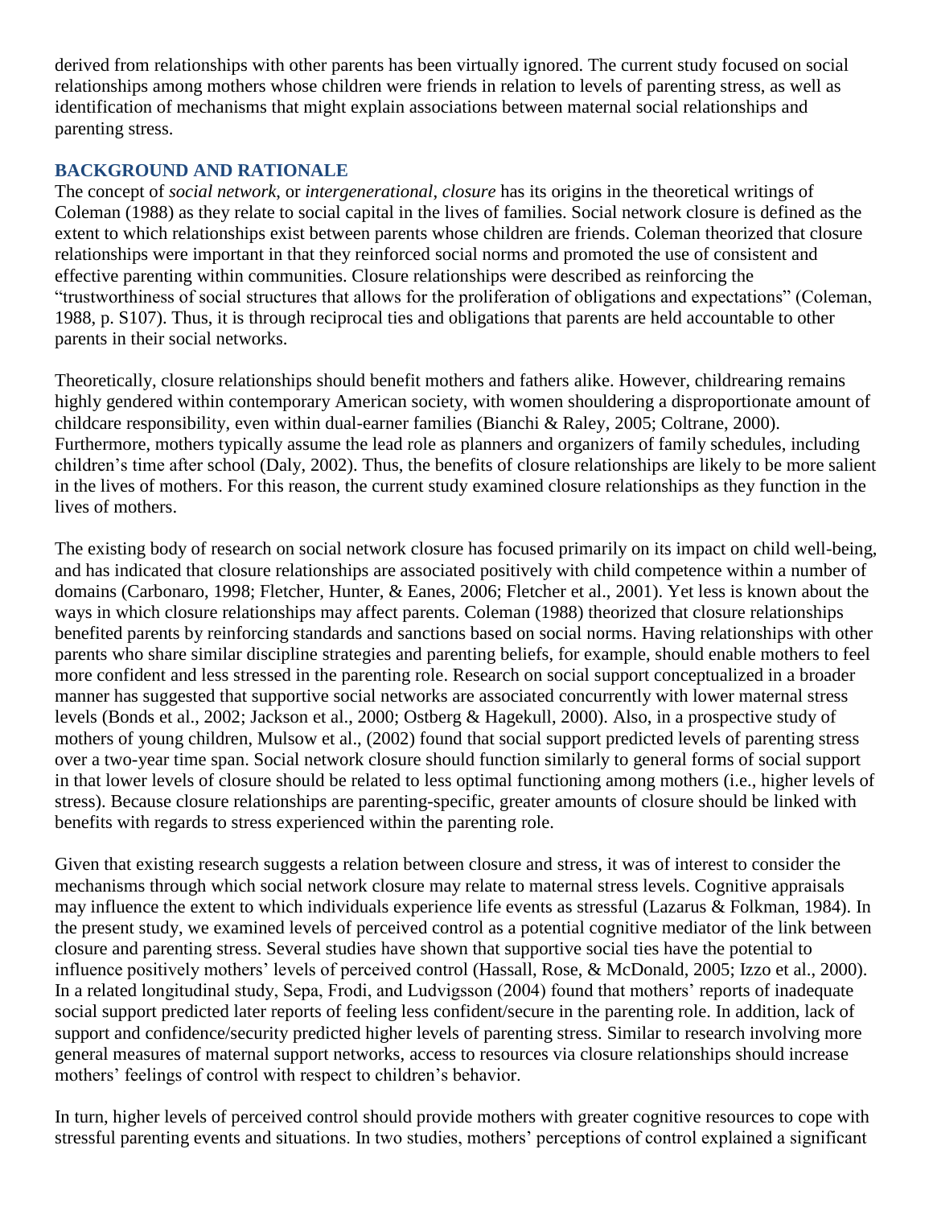derived from relationships with other parents has been virtually ignored. The current study focused on social relationships among mothers whose children were friends in relation to levels of parenting stress, as well as identification of mechanisms that might explain associations between maternal social relationships and parenting stress.

## BACKGROUND AND RATIONALE

The concept of *social network*, or *intergenerational*, *closure* has its origins in the theoretical writings of Coleman (1988) as they relate to social capital in the lives of families. Social network closure is defined as the extent to which relationships exist between parents whose children are friends. Coleman theorized that closure relationships were important in that they reinforced social norms and promoted the use of consistent and effective parenting within communities. Closure relationships were described as reinforcing the "trustworthiness of social structures that allows for the proliferation of obligations and expectations" (Coleman, 1988, p. S107). Thus, it is through reciprocal ties and obligations that parents are held accountable to other parents in their social networks.

Theoretically, closure relationships should benefit mothers and fathers alike. However, childrearing remains highly gendered within contemporary American society, with women shouldering a disproportionate amount of childcare responsibility, even within dual-earner families (Bianchi & Raley, 2005; Coltrane, 2000). Furthermore, mothers typically assume the lead role as planners and organizers of family schedules, including children's time after school (Daly, 2002). Thus, the benefits of closure relationships are likely to be more salient in the lives of mothers. For this reason, the current study examined closure relationships as they function in the lives of mothers.

The existing body of research on social network closure has focused primarily on its impact on child well-being, and has indicated that closure relationships are associated positively with child competence within a number of domains (Carbonaro, 1998; Fletcher, Hunter, & Eanes, 2006; Fletcher et al., 2001). Yet less is known about the ways in which closure relationships may affect parents. Coleman (1988) theorized that closure relationships benefited parents by reinforcing standards and sanctions based on social norms. Having relationships with other parents who share similar discipline strategies and parenting beliefs, for example, should enable mothers to feel more confident and less stressed in the parenting role. Research on social support conceptualized in a broader manner has suggested that supportive social networks are associated concurrently with lower maternal stress levels (Bonds et al., 2002; Jackson et al., 2000; Ostberg & Hagekull, 2000). Also, in a prospective study of mothers of young children, Mulsow et al., (2002) found that social support predicted levels of parenting stress over a two-year time span. Social network closure should function similarly to general forms of social support in that lower levels of closure should be related to less optimal functioning among mothers (i.e., higher levels of stress). Because closure relationships are parenting-specific, greater amounts of closure should be linked with benefits with regards to stress experienced within the parenting role.

Given that existing research suggests a relation between closure and stress, it was of interest to consider the mechanisms through which social network closure may relate to maternal stress levels. Cognitive appraisals may influence the extent to which individuals experience life events as stressful (Lazarus & Folkman, 1984). In the present study, we examined levels of perceived control as a potential cognitive mediator of the link between closure and parenting stress. Several studies have shown that supportive social ties have the potential to influence positively mothers' levels of perceived control (Hassall, Rose, & McDonald, 2005; Izzo et al., 2000). In a related longitudinal study, Sepa, Frodi, and Ludvigsson (2004) found that mothers' reports of inadequate social support predicted later reports of feeling less confident/secure in the parenting role. In addition, lack of support and confidence/security predicted higher levels of parenting stress. Similar to research involving more general measures of maternal support networks, access to resources via closure relationships should increase mothers' feelings of control with respect to children's behavior.

In turn, higher levels of perceived control should provide mothers with greater cognitive resources to cope with stressful parenting events and situations. In two studies, mothers' perceptions of control explained a significant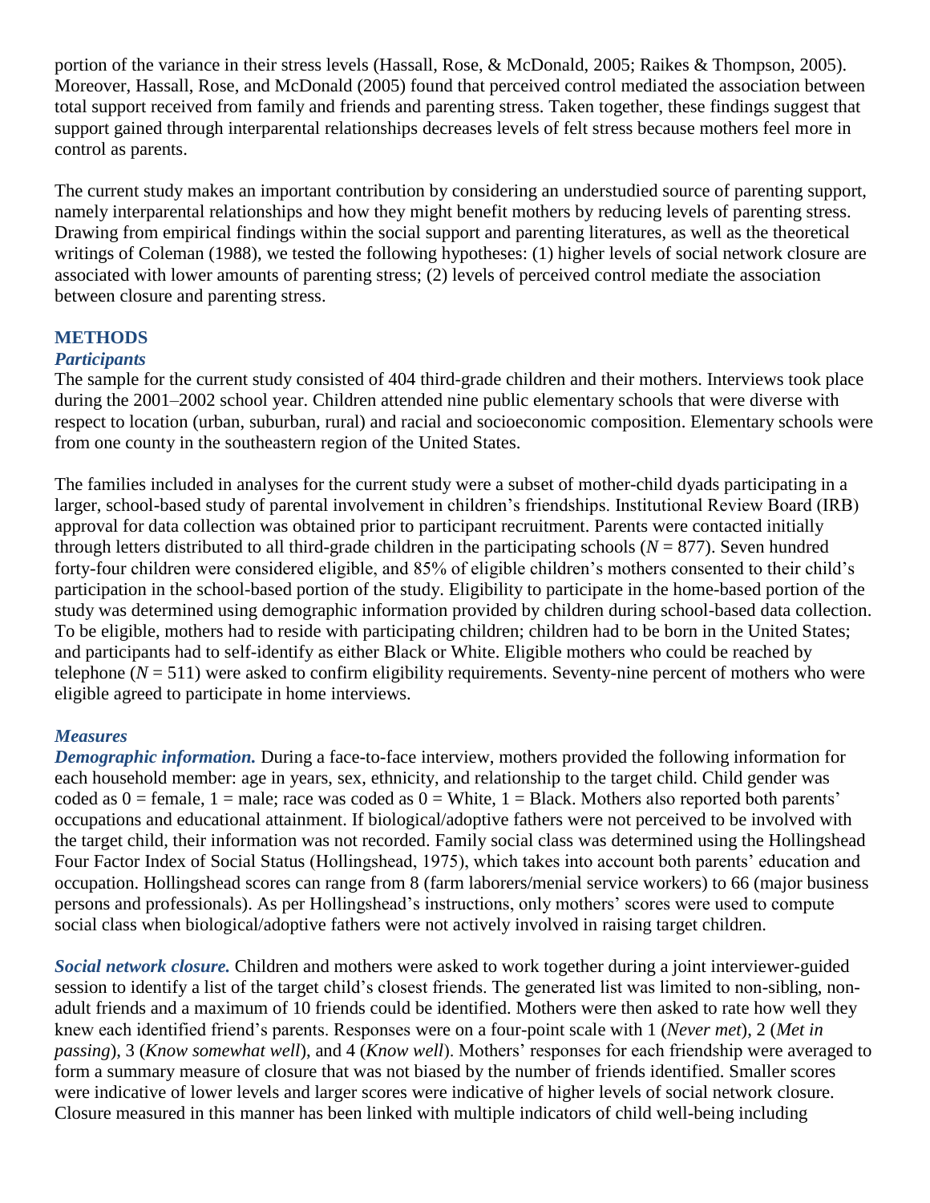portion of the variance in their stress levels (Hassall, Rose, & McDonald, 2005; Raikes & Thompson, 2005). Moreover, Hassall, Rose, and McDonald (2005) found that perceived control mediated the association between total support received from family and friends and parenting stress. Taken together, these findings suggest that support gained through interparental relationships decreases levels of felt stress because mothers feel more in control as parents.

The current study makes an important contribution by considering an understudied source of parenting support, namely interparental relationships and how they might benefit mothers by reducing levels of parenting stress. Drawing from empirical findings within the social support and parenting literatures, as well as the theoretical writings of Coleman (1988), we tested the following hypotheses: (1) higher levels of social network closure are associated with lower amounts of parenting stress; (2) levels of perceived control mediate the association between closure and parenting stress.

## METHODS

### *Participants*

The sample for the current study consisted of 404 third-grade children and their mothers. Interviews took place during the 2001–2002 school year. Children attended nine public elementary schools that were diverse with respect to location (urban, suburban, rural) and racial and socioeconomic composition. Elementary schools were from one county in the southeastern region of the United States.

The families included in analyses for the current study were a subset of mother-child dyads participating in a larger, school-based study of parental involvement in children's friendships. Institutional Review Board (IRB) approval for data collection was obtained prior to participant recruitment. Parents were contacted initially through letters distributed to all third-grade children in the participating schools ($N = 877$). Seven hundred forty-four children were considered eligible, and 85% of eligible children's mothers consented to their child's participation in the school-based portion of the study. Eligibility to participate in the home-based portion of the study was determined using demographic information provided by children during school-based data collection. To be eligible, mothers had to reside with participating children; children had to be born in the United States; and participants had to self-identify as either Black or White. Eligible mothers who could be reached by telephone ($N = 511$) were asked to confirm eligibility requirements. Seventy-nine percent of mothers who were eligible agreed to participate in home interviews.

### *Measures*

***Demographic information.*** During a face-to-face interview, mothers provided the following information for each household member: age in years, sex, ethnicity, and relationship to the target child. Child gender was coded as 0 = female, 1 = male; race was coded as 0 = White, 1 = Black. Mothers also reported both parents' occupations and educational attainment. If biological/adoptive fathers were not perceived to be involved with the target child, their information was not recorded. Family social class was determined using the Hollingshead Four Factor Index of Social Status (Hollingshead, 1975), which takes into account both parents' education and occupation. Hollingshead scores can range from 8 (farm laborers/menial service workers) to 66 (major business persons and professionals). As per Hollingshead's instructions, only mothers' scores were used to compute social class when biological/adoptive fathers were not actively involved in raising target children.

***Social network closure.*** Children and mothers were asked to work together during a joint interviewer-guided session to identify a list of the target child's closest friends. The generated list was limited to non-sibling, non-adult friends and a maximum of 10 friends could be identified. Mothers were then asked to rate how well they knew each identified friend's parents. Responses were on a four-point scale with 1 (*Never met*), 2 (*Met in passing*), 3 (*Know somewhat well*), and 4 (*Know well*). Mothers' responses for each friendship were averaged to form a summary measure of closure that was not biased by the number of friends identified. Smaller scores were indicative of lower levels and larger scores were indicative of higher levels of social network closure. Closure measured in this manner has been linked with multiple indicators of child well-being including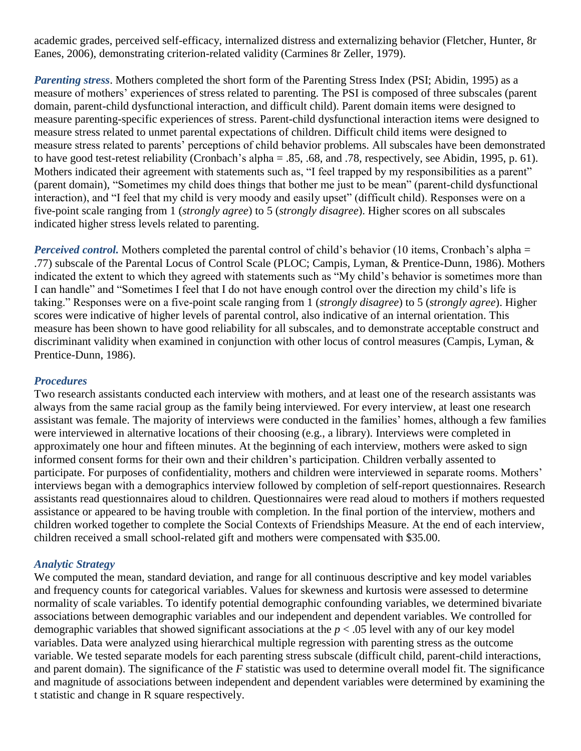academic grades, perceived self-efficacy, internalized distress and externalizing behavior (Fletcher, Hunter, 8r Eanes, 2006), demonstrating criterion-related validity (Carmines 8r Zeller, 1979).

***Parenting stress***. Mothers completed the short form of the Parenting Stress Index (PSI; Abidin, 1995) as a measure of mothers' experiences of stress related to parenting. The PSI is composed of three subscales (parent domain, parent-child dysfunctional interaction, and difficult child). Parent domain items were designed to measure parenting-specific experiences of stress. Parent-child dysfunctional interaction items were designed to measure stress related to unmet parental expectations of children. Difficult child items were designed to measure stress related to parents' perceptions of child behavior problems. All subscales have been demonstrated to have good test-retest reliability (Cronbach's alpha = .85, .68, and .78, respectively, see Abidin, 1995, p. 61). Mothers indicated their agreement with statements such as, "I feel trapped by my responsibilities as a parent" (parent domain), "Sometimes my child does things that bother me just to be mean" (parent-child dysfunctional interaction), and "I feel that my child is very moody and easily upset" (difficult child). Responses were on a five-point scale ranging from 1 (*strongly agree*) to 5 (*strongly disagree*). Higher scores on all subscales indicated higher stress levels related to parenting.

***Perceived control.*** Mothers completed the parental control of child's behavior (10 items, Cronbach's alpha = .77) subscale of the Parental Locus of Control Scale (PLOC; Campis, Lyman, & Prentice-Dunn, 1986). Mothers indicated the extent to which they agreed with statements such as "My child's behavior is sometimes more than I can handle" and "Sometimes I feel that I do not have enough control over the direction my child's life is taking." Responses were on a five-point scale ranging from 1 (*strongly disagree*) to 5 (*strongly agree*). Higher scores were indicative of higher levels of parental control, also indicative of an internal orientation. This measure has been shown to have good reliability for all subscales, and to demonstrate acceptable construct and discriminant validity when examined in conjunction with other locus of control measures (Campis, Lyman, & Prentice-Dunn, 1986).

### *Procedures*

Two research assistants conducted each interview with mothers, and at least one of the research assistants was always from the same racial group as the family being interviewed. For every interview, at least one research assistant was female. The majority of interviews were conducted in the families' homes, although a few families were interviewed in alternative locations of their choosing (e.g., a library). Interviews were completed in approximately one hour and fifteen minutes. At the beginning of each interview, mothers were asked to sign informed consent forms for their own and their children's participation. Children verbally assented to participate. For purposes of confidentiality, mothers and children were interviewed in separate rooms. Mothers' interviews began with a demographics interview followed by completion of self-report questionnaires. Research assistants read questionnaires aloud to children. Questionnaires were read aloud to mothers if mothers requested assistance or appeared to be having trouble with completion. In the final portion of the interview, mothers and children worked together to complete the Social Contexts of Friendships Measure. At the end of each interview, children received a small school-related gift and mothers were compensated with $35.00.

### *Analytic Strategy*

We computed the mean, standard deviation, and range for all continuous descriptive and key model variables and frequency counts for categorical variables. Values for skewness and kurtosis were assessed to determine normality of scale variables. To identify potential demographic confounding variables, we determined bivariate associations between demographic variables and our independent and dependent variables. We controlled for demographic variables that showed significant associations at the $p < .05$ level with any of our key model variables. Data were analyzed using hierarchical multiple regression with parenting stress as the outcome variable. We tested separate models for each parenting stress subscale (difficult child, parent-child interactions, and parent domain). The significance of the $F$ statistic was used to determine overall model fit. The significance and magnitude of associations between independent and dependent variables were determined by examining the t statistic and change in R square respectively.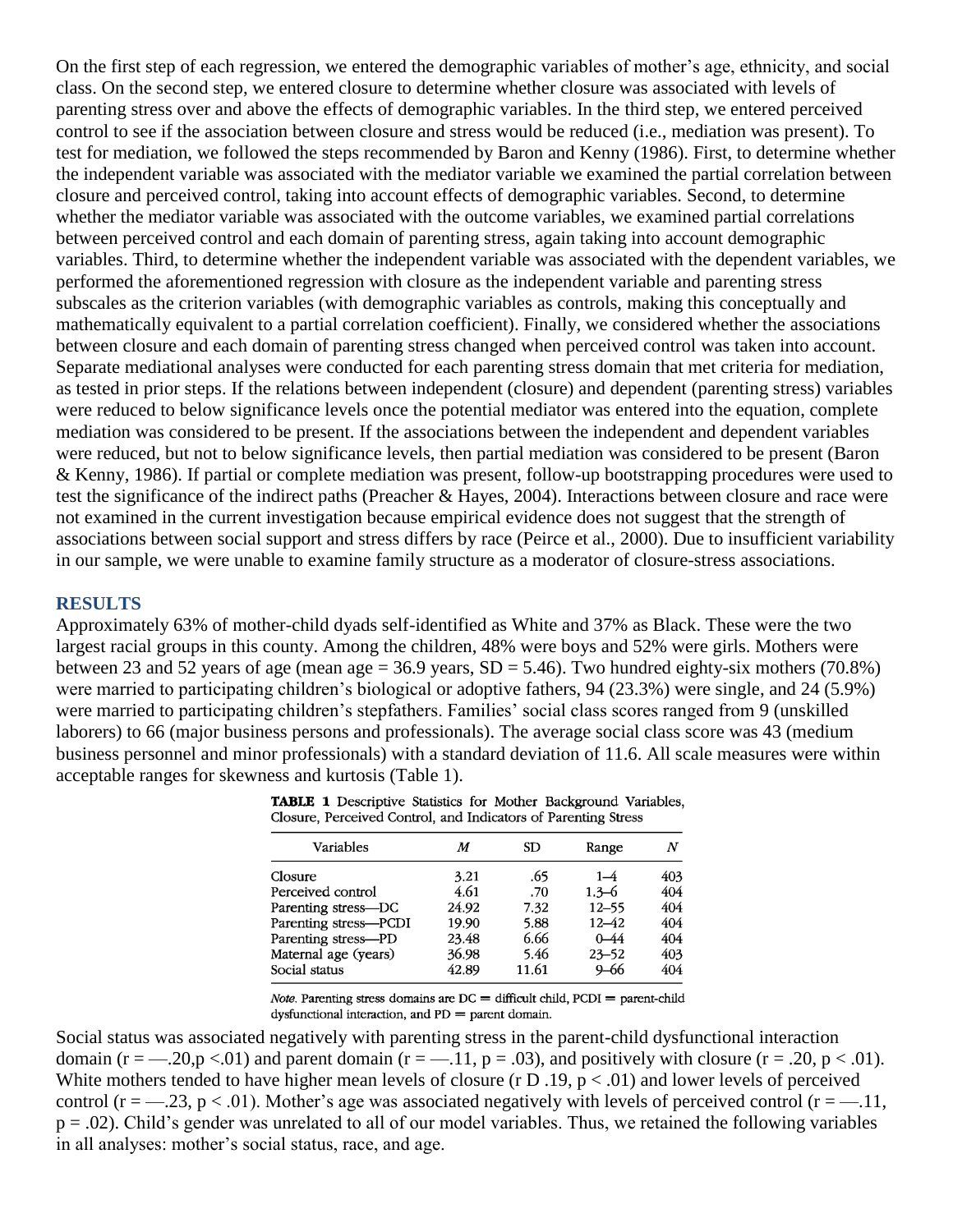On the first step of each regression, we entered the demographic variables of mother's age, ethnicity, and social class. On the second step, we entered closure to determine whether closure was associated with levels of parenting stress over and above the effects of demographic variables. In the third step, we entered perceived control to see if the association between closure and stress would be reduced (i.e., mediation was present). To test for mediation, we followed the steps recommended by Baron and Kenny (1986). First, to determine whether the independent variable was associated with the mediator variable we examined the partial correlation between closure and perceived control, taking into account effects of demographic variables. Second, to determine whether the mediator variable was associated with the outcome variables, we examined partial correlations between perceived control and each domain of parenting stress, again taking into account demographic variables. Third, to determine whether the independent variable was associated with the dependent variables, we performed the aforementioned regression with closure as the independent variable and parenting stress subscales as the criterion variables (with demographic variables as controls, making this conceptually and mathematically equivalent to a partial correlation coefficient). Finally, we considered whether the associations between closure and each domain of parenting stress changed when perceived control was taken into account. Separate mediational analyses were conducted for each parenting stress domain that met criteria for mediation, as tested in prior steps. If the relations between independent (closure) and dependent (parenting stress) variables were reduced to below significance levels once the potential mediator was entered into the equation, complete mediation was considered to be present. If the associations between the independent and dependent variables were reduced, but not to below significance levels, then partial mediation was considered to be present (Baron & Kenny, 1986). If partial or complete mediation was present, follow-up bootstrapping procedures were used to test the significance of the indirect paths (Preacher & Hayes, 2004). Interactions between closure and race were not examined in the current investigation because empirical evidence does not suggest that the strength of associations between social support and stress differs by race (Peirce et al., 2000). Due to insufficient variability in our sample, we were unable to examine family structure as a moderator of closure-stress associations.

## RESULTS

Approximately 63% of mother-child dyads self-identified as White and 37% as Black. These were the two largest racial groups in this county. Among the children, 48% were boys and 52% were girls. Mothers were between 23 and 52 years of age (mean age = 36.9 years, SD = 5.46). Two hundred eighty-six mothers (70.8%) were married to participating children's biological or adoptive fathers, 94 (23.3%) were single, and 24 (5.9%) were married to participating children's stepfathers. Families' social class scores ranged from 9 (unskilled laborers) to 66 (major business persons and professionals). The average social class score was 43 (medium business personnel and minor professionals) with a standard deviation of 11.6. All scale measures were within acceptable ranges for skewness and kurtosis (Table 1).

**TABLE 1** Descriptive Statistics for Mother Background Variables, Closure, Perceived Control, and Indicators of Parenting Stress

| Variables | *M* | SD | Range | *N* |
|---|---|---|---|---|
| Closure | 3.21 | .65 | 1–4 | 403 |
| Perceived control | 4.61 | .70 | 1.3–6 | 404 |
| Parenting stress—DC | 24.92 | 7.32 | 12–55 | 404 |
| Parenting stress—PCDI | 19.90 | 5.88 | 12–42 | 404 |
| Parenting stress—PD | 23.48 | 6.66 | 0–44 | 404 |
| Maternal age (years) | 36.98 | 5.46 | 23–52 | 403 |
| Social status | 42.89 | 11.61 | 9–66 | 404 |

*Note.* Parenting stress domains are DC = difficult child, PCDI = parent-child dysfunctional interaction, and PD = parent domain.

Social status was associated negatively with parenting stress in the parent-child dysfunctional interaction domain ($r = -.20, p < .01$) and parent domain ($r = -.11$, $p = .03$), and positively with closure ($r = .20$, $p < .01$). White mothers tended to have higher mean levels of closure (r D .19, $p < .01$) and lower levels of perceived control ($r = -.23$, $p < .01$). Mother's age was associated negatively with levels of perceived control ($r = -.11$, $p = .02$). Child's gender was unrelated to all of our model variables. Thus, we retained the following variables in all analyses: mother's social status, race, and age.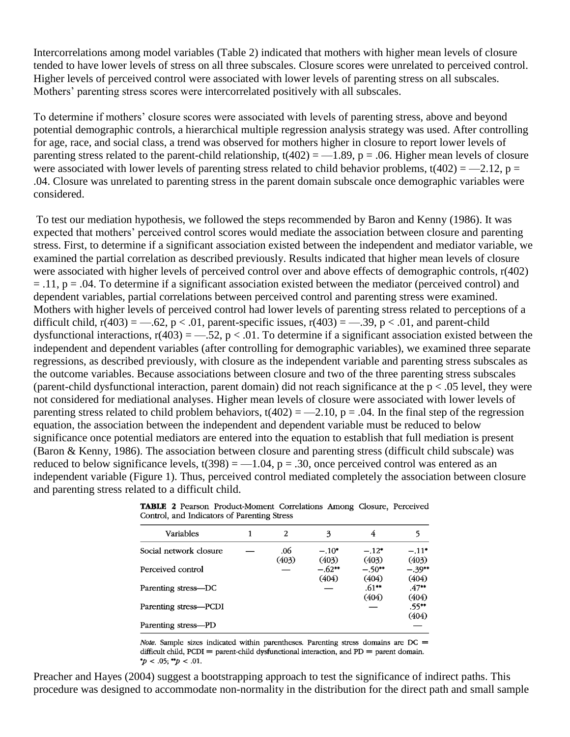Intercorrelations among model variables (Table 2) indicated that mothers with higher mean levels of closure tended to have lower levels of stress on all three subscales. Closure scores were unrelated to perceived control. Higher levels of perceived control were associated with lower levels of parenting stress on all subscales. Mothers' parenting stress scores were intercorrelated positively with all subscales.

To determine if mothers' closure scores were associated with levels of parenting stress, above and beyond potential demographic controls, a hierarchical multiple regression analysis strategy was used. After controlling for age, race, and social class, a trend was observed for mothers higher in closure to report lower levels of parenting stress related to the parent-child relationship, $t(402) = -1.89$, $p = .06$. Higher mean levels of closure were associated with lower levels of parenting stress related to child behavior problems, $t(402) = -2.12$, $p = .04$. Closure was unrelated to parenting stress in the parent domain subscale once demographic variables were considered.

To test our mediation hypothesis, we followed the steps recommended by Baron and Kenny (1986). It was expected that mothers' perceived control scores would mediate the association between closure and parenting stress. First, to determine if a significant association existed between the independent and mediator variable, we examined the partial correlation as described previously. Results indicated that higher mean levels of closure were associated with higher levels of perceived control over and above effects of demographic controls, $r(402) = .11$, $p = .04$. To determine if a significant association existed between the mediator (perceived control) and dependent variables, partial correlations between perceived control and parenting stress were examined. Mothers with higher levels of perceived control had lower levels of parenting stress related to perceptions of a difficult child, $r(403) = -.62$, $p < .01$, parent-specific issues, $r(403) = -.39$, $p < .01$, and parent-child dysfunctional interactions, $r(403) = -.52$, $p < .01$. To determine if a significant association existed between the independent and dependent variables (after controlling for demographic variables), we examined three separate regressions, as described previously, with closure as the independent variable and parenting stress subscales as the outcome variables. Because associations between closure and two of the three parenting stress subscales (parent-child dysfunctional interaction, parent domain) did not reach significance at the $p < .05$ level, they were not considered for mediational analyses. Higher mean levels of closure were associated with lower levels of parenting stress related to child problem behaviors, $t(402) = -2.10$, $p = .04$. In the final step of the regression equation, the association between the independent and dependent variable must be reduced to below significance once potential mediators are entered into the equation to establish that full mediation is present (Baron & Kenny, 1986). The association between closure and parenting stress (difficult child subscale) was reduced to below significance levels, $t(398) = -1.04$, $p = .30$, once perceived control was entered as an independent variable (Figure 1). Thus, perceived control mediated completely the association between closure and parenting stress related to a difficult child.

**TABLE 2** Pearson Product-Moment Correlations Among Closure, Perceived Control, and Indicators of Parenting Stress

| Variables | 1 | 2 | 3 | 4 | 5 |
|---|---|---|---|---|---|
| Social network closure | — | .06 (403) | −.10* (403) | −.12* (403) | −.11* (403) |
| Perceived control | | — | −.62** (404) | −.50** (404) | −.39** (404) |
| Parenting stress—DC | | | — | .61** (404) | .47** (404) |
| Parenting stress—PCDI | | | | — | .55** (404) |
| Parenting stress—PD | | | | | — |

*Note.* Sample sizes indicated within parentheses. Parenting stress domains are DC = difficult child, PCDI = parent-child dysfunctional interaction, and PD = parent domain.
*$p < .05$; **$p < .01$.

Preacher and Hayes (2004) suggest a bootstrapping approach to test the significance of indirect paths. This procedure was designed to accommodate non-normality in the distribution for the direct path and small sample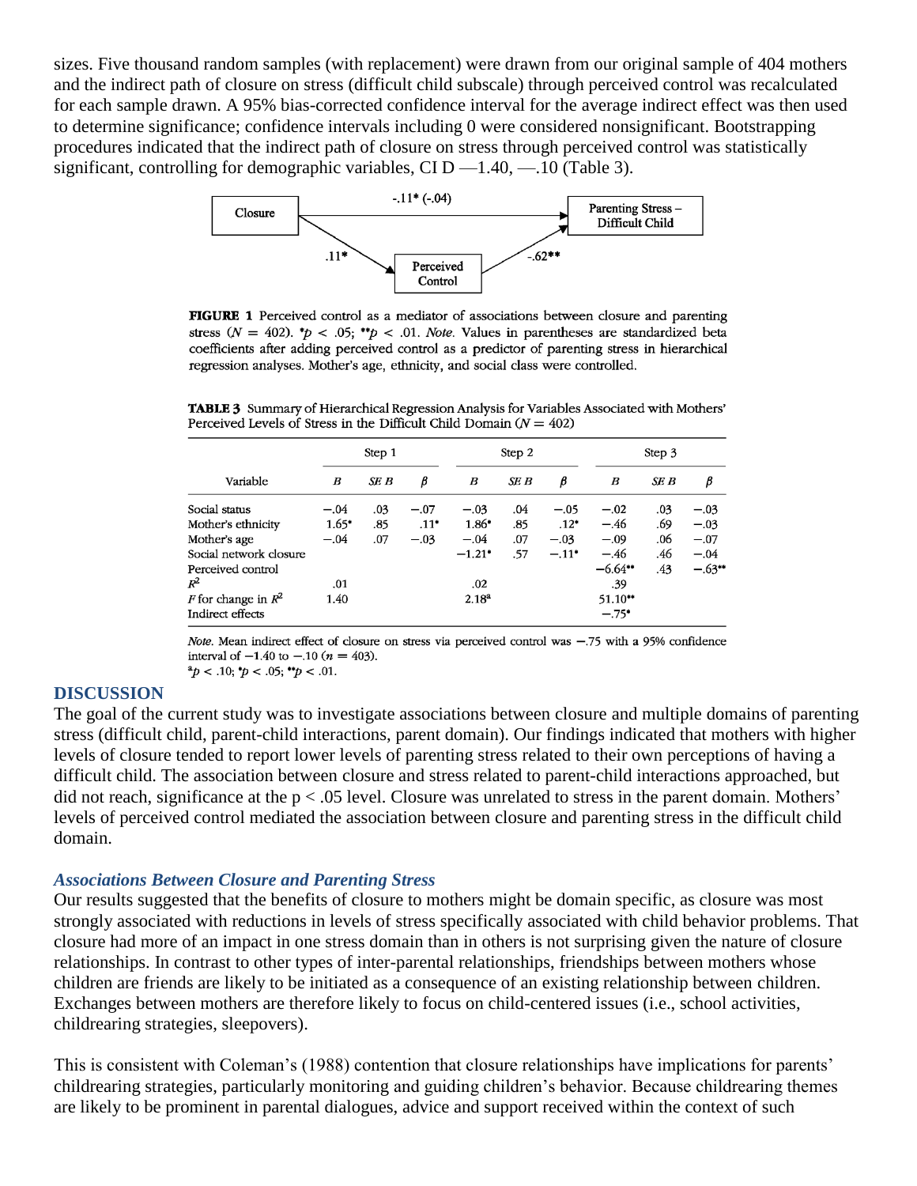sizes. Five thousand random samples (with replacement) were drawn from our original sample of 404 mothers and the indirect path of closure on stress (difficult child subscale) through perceived control was recalculated for each sample drawn. A 95% bias-corrected confidence interval for the average indirect effect was then used to determine significance; confidence intervals including 0 were considered nonsignificant. Bootstrapping procedures indicated that the indirect path of closure on stress through perceived control was statistically significant, controlling for demographic variables, CI D —1.40, —.10 (Table 3).

Closure → Parenting Stress – Difficult Child: -.11* (-.04)

Closure → Perceived Control: .11*

Perceived Control → Parenting Stress – Difficult Child: -.62**

**FIGURE 1** Perceived control as a mediator of associations between closure and parenting stress ($N = 402$). \*$p < .05$; \*\*$p < .01$. *Note.* Values in parentheses are standardized beta coefficients after adding perceived control as a predictor of parenting stress in hierarchical regression analyses. Mother's age, ethnicity, and social class were controlled.

**TABLE 3** Summary of Hierarchical Regression Analysis for Variables Associated with Mothers' Perceived Levels of Stress in the Difficult Child Domain ($N = 402$)

| | Step 1 | | | Step 2 | | | Step 3 | | |
|---|---|---|---|---|---|---|---|---|---|
| Variable | *B* | *SE B* | *β* | *B* | *SE B* | *β* | *B* | *SE B* | *β* |
| Social status | −.04 | .03 | −.07 | −.03 | .04 | −.05 | −.02 | .03 | −.03 |
| Mother's ethnicity | 1.65* | .85 | .11* | 1.86* | .85 | .12* | −.46 | .69 | −.03 |
| Mother's age | −.04 | .07 | −.03 | −.04 | .07 | −.03 | −.09 | .06 | −.07 |
| Social network closure | | | | −1.21* | .57 | −.11* | −.46 | .46 | −.04 |
| Perceived control | | | | | | | −6.64** | .43 | −.63** |
| $R^2$ | .01 | | | .02 | | | .39 | | |
| $F$ for change in $R^2$ | 1.40 | | | 2.18[a] | | | 51.10** | | |
| Indirect effects | | | | | | | −.75* | | |

*Note.* Mean indirect effect of closure on stress via perceived control was −.75 with a 95% confidence interval of −1.40 to −.10 ($n = 403$).
[a]$p < .10$; \*$p < .05$; \*\*$p < .01$.

## DISCUSSION

The goal of the current study was to investigate associations between closure and multiple domains of parenting stress (difficult child, parent-child interactions, parent domain). Our findings indicated that mothers with higher levels of closure tended to report lower levels of parenting stress related to their own perceptions of having a difficult child. The association between closure and stress related to parent-child interactions approached, but did not reach, significance at the $p < .05$ level. Closure was unrelated to stress in the parent domain. Mothers' levels of perceived control mediated the association between closure and parenting stress in the difficult child domain.

### *Associations Between Closure and Parenting Stress*

Our results suggested that the benefits of closure to mothers might be domain specific, as closure was most strongly associated with reductions in levels of stress specifically associated with child behavior problems. That closure had more of an impact in one stress domain than in others is not surprising given the nature of closure relationships. In contrast to other types of inter-parental relationships, friendships between mothers whose children are friends are likely to be initiated as a consequence of an existing relationship between children. Exchanges between mothers are therefore likely to focus on child-centered issues (i.e., school activities, childrearing strategies, sleepovers).

This is consistent with Coleman's (1988) contention that closure relationships have implications for parents' childrearing strategies, particularly monitoring and guiding children's behavior. Because childrearing themes are likely to be prominent in parental dialogues, advice and support received within the context of such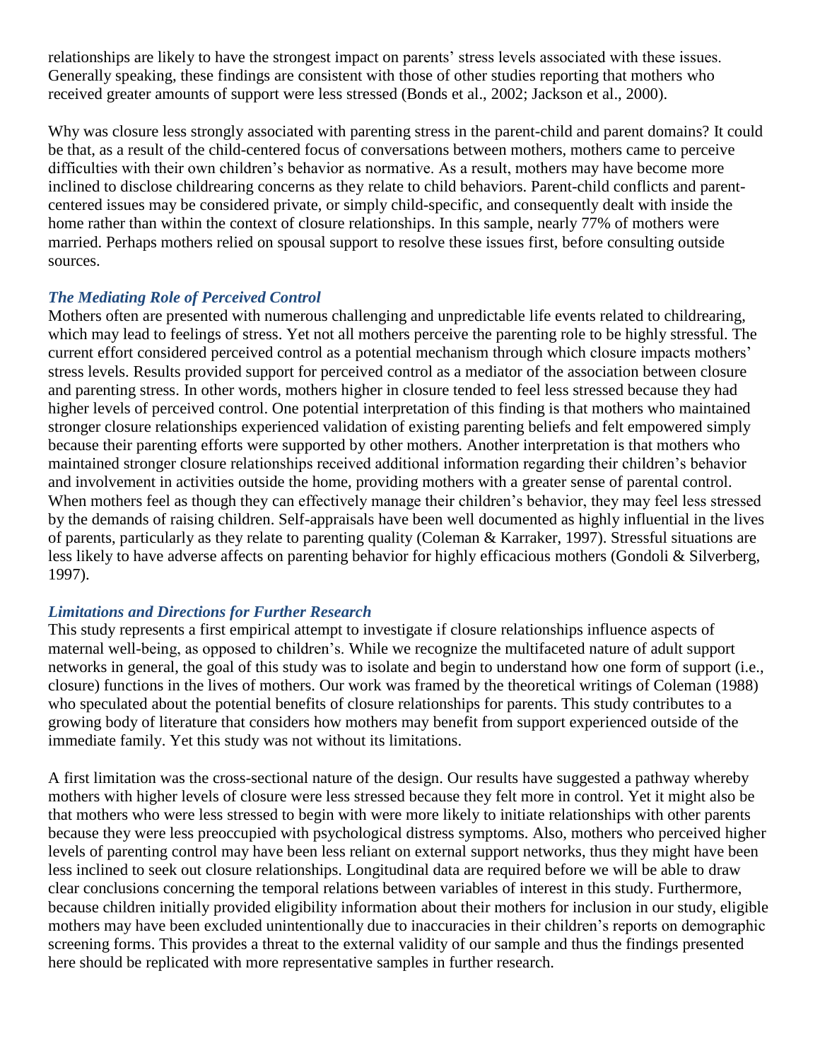relationships are likely to have the strongest impact on parents' stress levels associated with these issues. Generally speaking, these findings are consistent with those of other studies reporting that mothers who received greater amounts of support were less stressed (Bonds et al., 2002; Jackson et al., 2000).

Why was closure less strongly associated with parenting stress in the parent-child and parent domains? It could be that, as a result of the child-centered focus of conversations between mothers, mothers came to perceive difficulties with their own children's behavior as normative. As a result, mothers may have become more inclined to disclose childrearing concerns as they relate to child behaviors. Parent-child conflicts and parent-centered issues may be considered private, or simply child-specific, and consequently dealt with inside the home rather than within the context of closure relationships. In this sample, nearly 77% of mothers were married. Perhaps mothers relied on spousal support to resolve these issues first, before consulting outside sources.

### *The Mediating Role of Perceived Control*

Mothers often are presented with numerous challenging and unpredictable life events related to childrearing, which may lead to feelings of stress. Yet not all mothers perceive the parenting role to be highly stressful. The current effort considered perceived control as a potential mechanism through which closure impacts mothers' stress levels. Results provided support for perceived control as a mediator of the association between closure and parenting stress. In other words, mothers higher in closure tended to feel less stressed because they had higher levels of perceived control. One potential interpretation of this finding is that mothers who maintained stronger closure relationships experienced validation of existing parenting beliefs and felt empowered simply because their parenting efforts were supported by other mothers. Another interpretation is that mothers who maintained stronger closure relationships received additional information regarding their children's behavior and involvement in activities outside the home, providing mothers with a greater sense of parental control. When mothers feel as though they can effectively manage their children's behavior, they may feel less stressed by the demands of raising children. Self-appraisals have been well documented as highly influential in the lives of parents, particularly as they relate to parenting quality (Coleman & Karraker, 1997). Stressful situations are less likely to have adverse affects on parenting behavior for highly efficacious mothers (Gondoli & Silverberg, 1997).

### *Limitations and Directions for Further Research*

This study represents a first empirical attempt to investigate if closure relationships influence aspects of maternal well-being, as opposed to children's. While we recognize the multifaceted nature of adult support networks in general, the goal of this study was to isolate and begin to understand how one form of support (i.e., closure) functions in the lives of mothers. Our work was framed by the theoretical writings of Coleman (1988) who speculated about the potential benefits of closure relationships for parents. This study contributes to a growing body of literature that considers how mothers may benefit from support experienced outside of the immediate family. Yet this study was not without its limitations.

A first limitation was the cross-sectional nature of the design. Our results have suggested a pathway whereby mothers with higher levels of closure were less stressed because they felt more in control. Yet it might also be that mothers who were less stressed to begin with were more likely to initiate relationships with other parents because they were less preoccupied with psychological distress symptoms. Also, mothers who perceived higher levels of parenting control may have been less reliant on external support networks, thus they might have been less inclined to seek out closure relationships. Longitudinal data are required before we will be able to draw clear conclusions concerning the temporal relations between variables of interest in this study. Furthermore, because children initially provided eligibility information about their mothers for inclusion in our study, eligible mothers may have been excluded unintentionally due to inaccuracies in their children's reports on demographic screening forms. This provides a threat to the external validity of our sample and thus the findings presented here should be replicated with more representative samples in further research.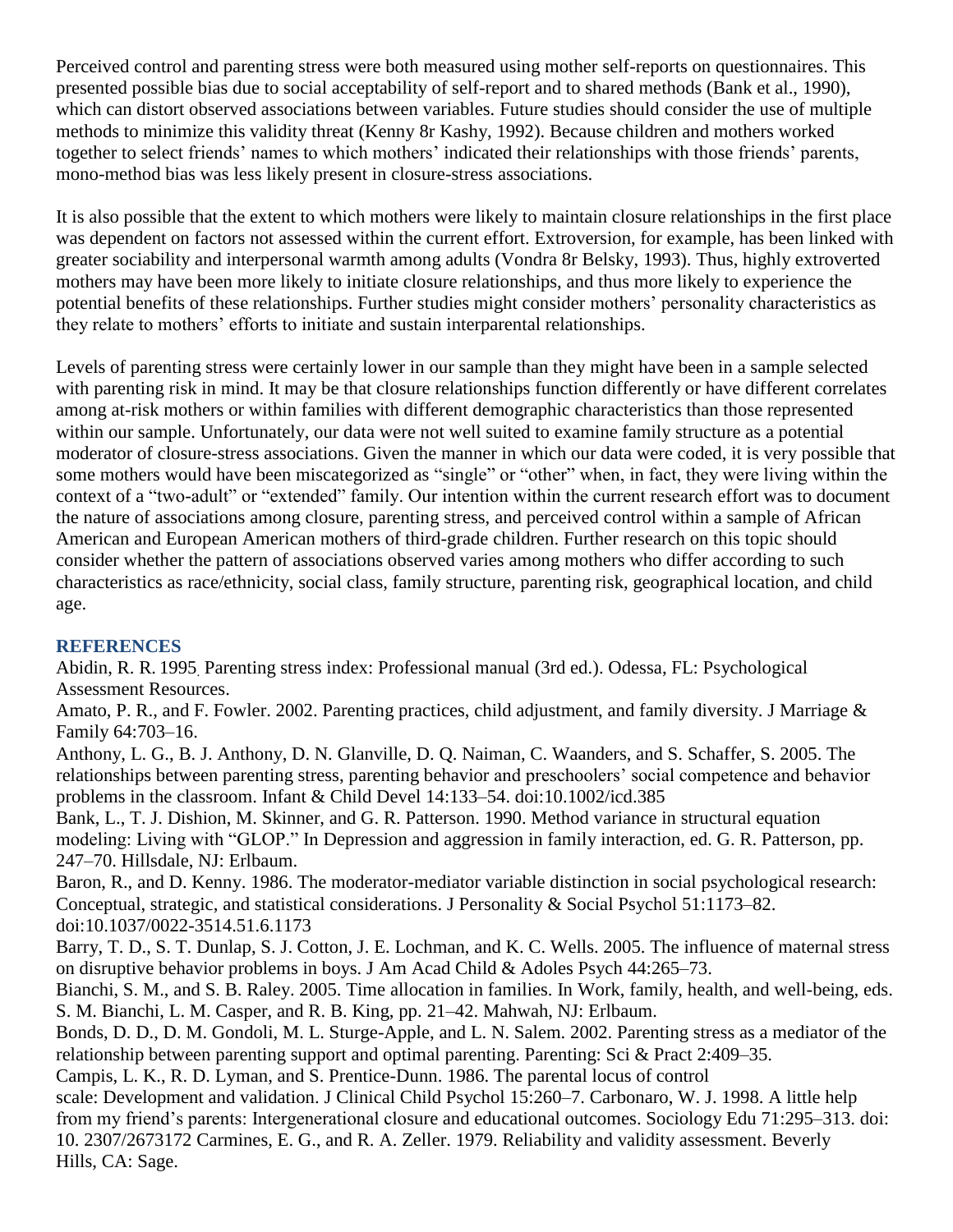Perceived control and parenting stress were both measured using mother self-reports on questionnaires. This presented possible bias due to social acceptability of self-report and to shared methods (Bank et al., 1990), which can distort observed associations between variables. Future studies should consider the use of multiple methods to minimize this validity threat (Kenny 8r Kashy, 1992). Because children and mothers worked together to select friends' names to which mothers' indicated their relationships with those friends' parents, mono-method bias was less likely present in closure-stress associations.

It is also possible that the extent to which mothers were likely to maintain closure relationships in the first place was dependent on factors not assessed within the current effort. Extroversion, for example, has been linked with greater sociability and interpersonal warmth among adults (Vondra 8r Belsky, 1993). Thus, highly extroverted mothers may have been more likely to initiate closure relationships, and thus more likely to experience the potential benefits of these relationships. Further studies might consider mothers' personality characteristics as they relate to mothers' efforts to initiate and sustain interparental relationships.

Levels of parenting stress were certainly lower in our sample than they might have been in a sample selected with parenting risk in mind. It may be that closure relationships function differently or have different correlates among at-risk mothers or within families with different demographic characteristics than those represented within our sample. Unfortunately, our data were not well suited to examine family structure as a potential moderator of closure-stress associations. Given the manner in which our data were coded, it is very possible that some mothers would have been miscategorized as "single" or "other" when, in fact, they were living within the context of a "two-adult" or "extended" family. Our intention within the current research effort was to document the nature of associations among closure, parenting stress, and perceived control within a sample of African American and European American mothers of third-grade children. Further research on this topic should consider whether the pattern of associations observed varies among mothers who differ according to such characteristics as race/ethnicity, social class, family structure, parenting risk, geographical location, and child age.

## REFERENCES

Abidin, R. R. 1995. Parenting stress index: Professional manual (3rd ed.). Odessa, FL: Psychological Assessment Resources.

Amato, P. R., and F. Fowler. 2002. Parenting practices, child adjustment, and family diversity. J Marriage & Family 64:703–16.

Anthony, L. G., B. J. Anthony, D. N. Glanville, D. Q. Naiman, C. Waanders, and S. Schaffer, S. 2005. The relationships between parenting stress, parenting behavior and preschoolers' social competence and behavior problems in the classroom. Infant & Child Devel 14:133–54. doi:10.1002/icd.385

Bank, L., T. J. Dishion, M. Skinner, and G. R. Patterson. 1990. Method variance in structural equation modeling: Living with "GLOP." In Depression and aggression in family interaction, ed. G. R. Patterson, pp. 247–70. Hillsdale, NJ: Erlbaum.

Baron, R., and D. Kenny. 1986. The moderator-mediator variable distinction in social psychological research: Conceptual, strategic, and statistical considerations. J Personality & Social Psychol 51:1173–82. doi:10.1037/0022-3514.51.6.1173

Barry, T. D., S. T. Dunlap, S. J. Cotton, J. E. Lochman, and K. C. Wells. 2005. The influence of maternal stress on disruptive behavior problems in boys. J Am Acad Child & Adoles Psych 44:265–73.

Bianchi, S. M., and S. B. Raley. 2005. Time allocation in families. In Work, family, health, and well-being, eds. S. M. Bianchi, L. M. Casper, and R. B. King, pp. 21–42. Mahwah, NJ: Erlbaum.

Bonds, D. D., D. M. Gondoli, M. L. Sturge-Apple, and L. N. Salem. 2002. Parenting stress as a mediator of the relationship between parenting support and optimal parenting. Parenting: Sci & Pract 2:409–35.

Campis, L. K., R. D. Lyman, and S. Prentice-Dunn. 1986. The parental locus of control scale: Development and validation. J Clinical Child Psychol 15:260–7.

Carbonaro, W. J. 1998. A little help from my friend's parents: Intergenerational closure and educational outcomes. Sociology Edu 71:295–313. doi: 10. 2307/2673172

Carmines, E. G., and R. A. Zeller. 1979. Reliability and validity assessment. Beverly Hills, CA: Sage.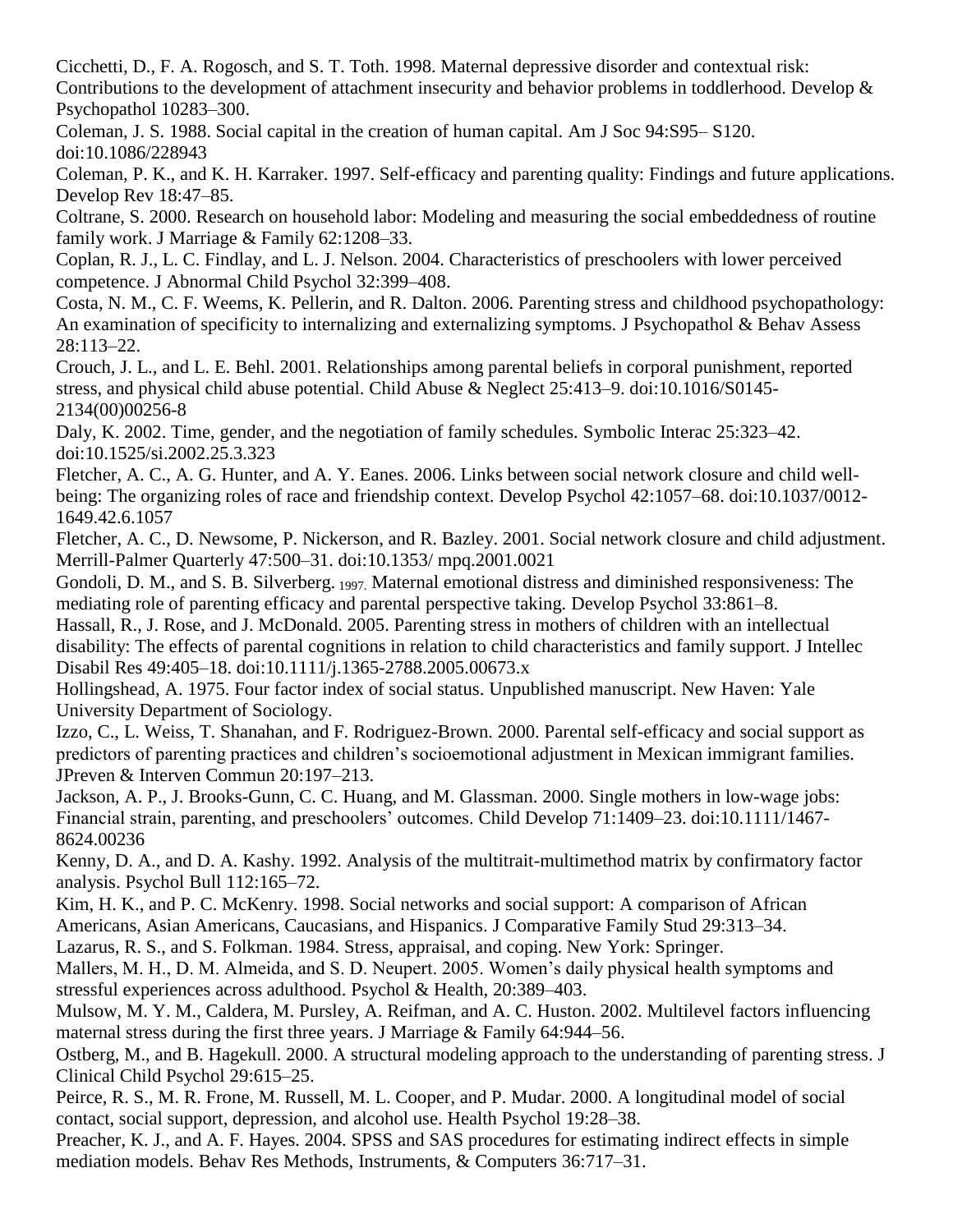Cicchetti, D., F. A. Rogosch, and S. T. Toth. 1998. Maternal depressive disorder and contextual risk: Contributions to the development of attachment insecurity and behavior problems in toddlerhood. Develop & Psychopathol 10283–300.

Coleman, J. S. 1988. Social capital in the creation of human capital. Am J Soc 94:S95– S120. doi:10.1086/228943

Coleman, P. K., and K. H. Karraker. 1997. Self-efficacy and parenting quality: Findings and future applications. Develop Rev 18:47–85.

Coltrane, S. 2000. Research on household labor: Modeling and measuring the social embeddedness of routine family work. J Marriage & Family 62:1208–33.

Coplan, R. J., L. C. Findlay, and L. J. Nelson. 2004. Characteristics of preschoolers with lower perceived competence. J Abnormal Child Psychol 32:399–408.

Costa, N. M., C. F. Weems, K. Pellerin, and R. Dalton. 2006. Parenting stress and childhood psychopathology: An examination of specificity to internalizing and externalizing symptoms. J Psychopathol & Behav Assess 28:113–22.

Crouch, J. L., and L. E. Behl. 2001. Relationships among parental beliefs in corporal punishment, reported stress, and physical child abuse potential. Child Abuse & Neglect 25:413–9. doi:10.1016/S0145-2134(00)00256-8

Daly, K. 2002. Time, gender, and the negotiation of family schedules. Symbolic Interac 25:323–42. doi:10.1525/si.2002.25.3.323

Fletcher, A. C., A. G. Hunter, and A. Y. Eanes. 2006. Links between social network closure and child well-being: The organizing roles of race and friendship context. Develop Psychol 42:1057–68. doi:10.1037/0012-1649.42.6.1057

Fletcher, A. C., D. Newsome, P. Nickerson, and R. Bazley. 2001. Social network closure and child adjustment. Merrill-Palmer Quarterly 47:500–31. doi:10.1353/ mpq.2001.0021

Gondoli, D. M., and S. B. Silverberg. 1997. Maternal emotional distress and diminished responsiveness: The mediating role of parenting efficacy and parental perspective taking. Develop Psychol 33:861–8.

Hassall, R., J. Rose, and J. McDonald. 2005. Parenting stress in mothers of children with an intellectual disability: The effects of parental cognitions in relation to child characteristics and family support. J Intellec Disabil Res 49:405–18. doi:10.1111/j.1365-2788.2005.00673.x

Hollingshead, A. 1975. Four factor index of social status. Unpublished manuscript. New Haven: Yale University Department of Sociology.

Izzo, C., L. Weiss, T. Shanahan, and F. Rodriguez-Brown. 2000. Parental self-efficacy and social support as predictors of parenting practices and children's socioemotional adjustment in Mexican immigrant families. JPreven & Interven Commun 20:197–213.

Jackson, A. P., J. Brooks-Gunn, C. C. Huang, and M. Glassman. 2000. Single mothers in low-wage jobs: Financial strain, parenting, and preschoolers' outcomes. Child Develop 71:1409–23. doi:10.1111/1467-8624.00236

Kenny, D. A., and D. A. Kashy. 1992. Analysis of the multitrait-multimethod matrix by confirmatory factor analysis. Psychol Bull 112:165–72.

Kim, H. K., and P. C. McKenry. 1998. Social networks and social support: A comparison of African Americans, Asian Americans, Caucasians, and Hispanics. J Comparative Family Stud 29:313–34.

Lazarus, R. S., and S. Folkman. 1984. Stress, appraisal, and coping. New York: Springer.

Mallers, M. H., D. M. Almeida, and S. D. Neupert. 2005. Women's daily physical health symptoms and stressful experiences across adulthood. Psychol & Health, 20:389–403.

Mulsow, M. Y. M., Caldera, M. Pursley, A. Reifman, and A. C. Huston. 2002. Multilevel factors influencing maternal stress during the first three years. J Marriage & Family 64:944–56.

Ostberg, M., and B. Hagekull. 2000. A structural modeling approach to the understanding of parenting stress. J Clinical Child Psychol 29:615–25.

Peirce, R. S., M. R. Frone, M. Russell, M. L. Cooper, and P. Mudar. 2000. A longitudinal model of social contact, social support, depression, and alcohol use. Health Psychol 19:28–38.

Preacher, K. J., and A. F. Hayes. 2004. SPSS and SAS procedures for estimating indirect effects in simple mediation models. Behav Res Methods, Instruments, & Computers 36:717–31.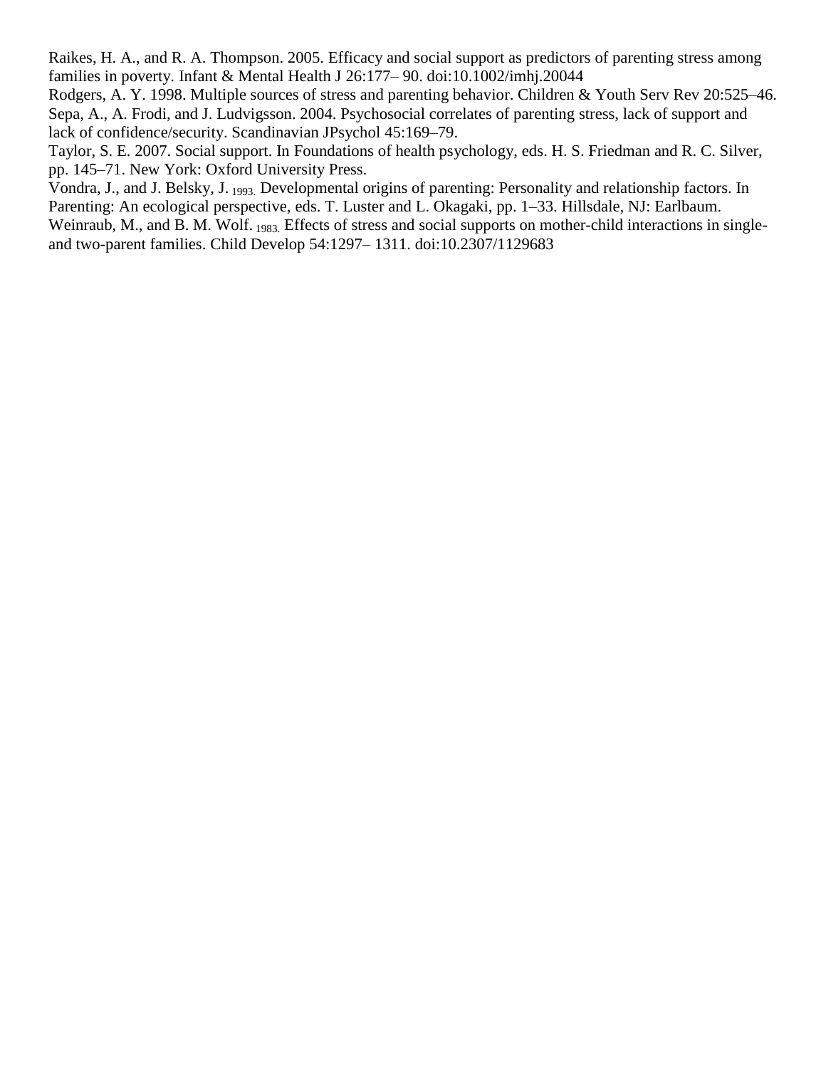Raikes, H. A., and R. A. Thompson. 2005. Efficacy and social support as predictors of parenting stress among families in poverty. Infant & Mental Health J 26:177– 90. doi:10.1002/imhj.20044

Rodgers, A. Y. 1998. Multiple sources of stress and parenting behavior. Children & Youth Serv Rev 20:525–46.

Sepa, A., A. Frodi, and J. Ludvigsson. 2004. Psychosocial correlates of parenting stress, lack of support and lack of confidence/security. Scandinavian JPsychol 45:169–79.

Taylor, S. E. 2007. Social support. In Foundations of health psychology, eds. H. S. Friedman and R. C. Silver, pp. 145–71. New York: Oxford University Press.

Vondra, J., and J. Belsky, J. 1993. Developmental origins of parenting: Personality and relationship factors. In Parenting: An ecological perspective, eds. T. Luster and L. Okagaki, pp. 1–33. Hillsdale, NJ: Earlbaum.

Weinraub, M., and B. M. Wolf. 1983. Effects of stress and social supports on mother-child interactions in single- and two-parent families. Child Develop 54:1297– 1311. doi:10.2307/1129683